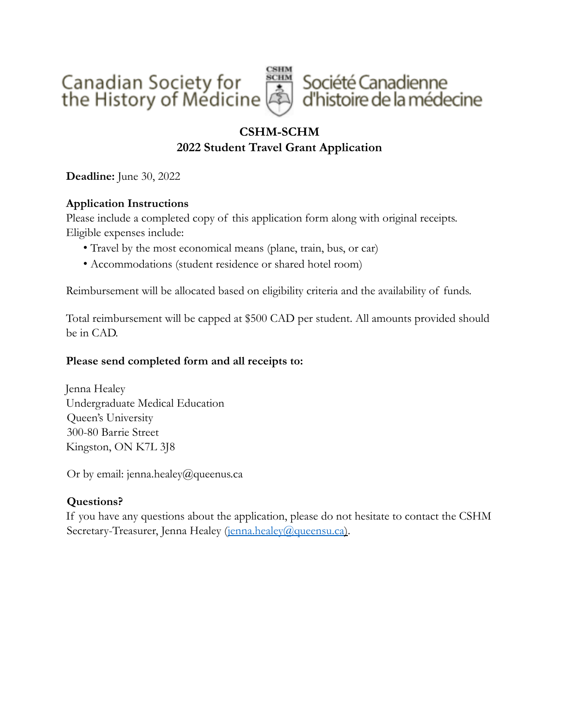Canadian Society for the History of Medicine | CSHM SCHM | Société Canadienne d'histoire de la médecine

# CSHM-SCHM
## 2022 Student Travel Grant Application

**Deadline:** June 30, 2022

**Application Instructions**

Please include a completed copy of this application form along with original receipts. Eligible expenses include:

- Travel by the most economical means (plane, train, bus, or car)
- Accommodations (student residence or shared hotel room)

Reimbursement will be allocated based on eligibility criteria and the availability of funds.

Total reimbursement will be capped at $500 CAD per student. All amounts provided should be in CAD.

**Please send completed form and all receipts to:**

Jenna Healey
Undergraduate Medical Education
Queen's University
300-80 Barrie Street
Kingston, ON K7L 3J8

Or by email: jenna.healey@queenus.ca

**Questions?**

If you have any questions about the application, please do not hesitate to contact the CSHM Secretary-Treasurer, Jenna Healey (jenna.healey@queensu.ca).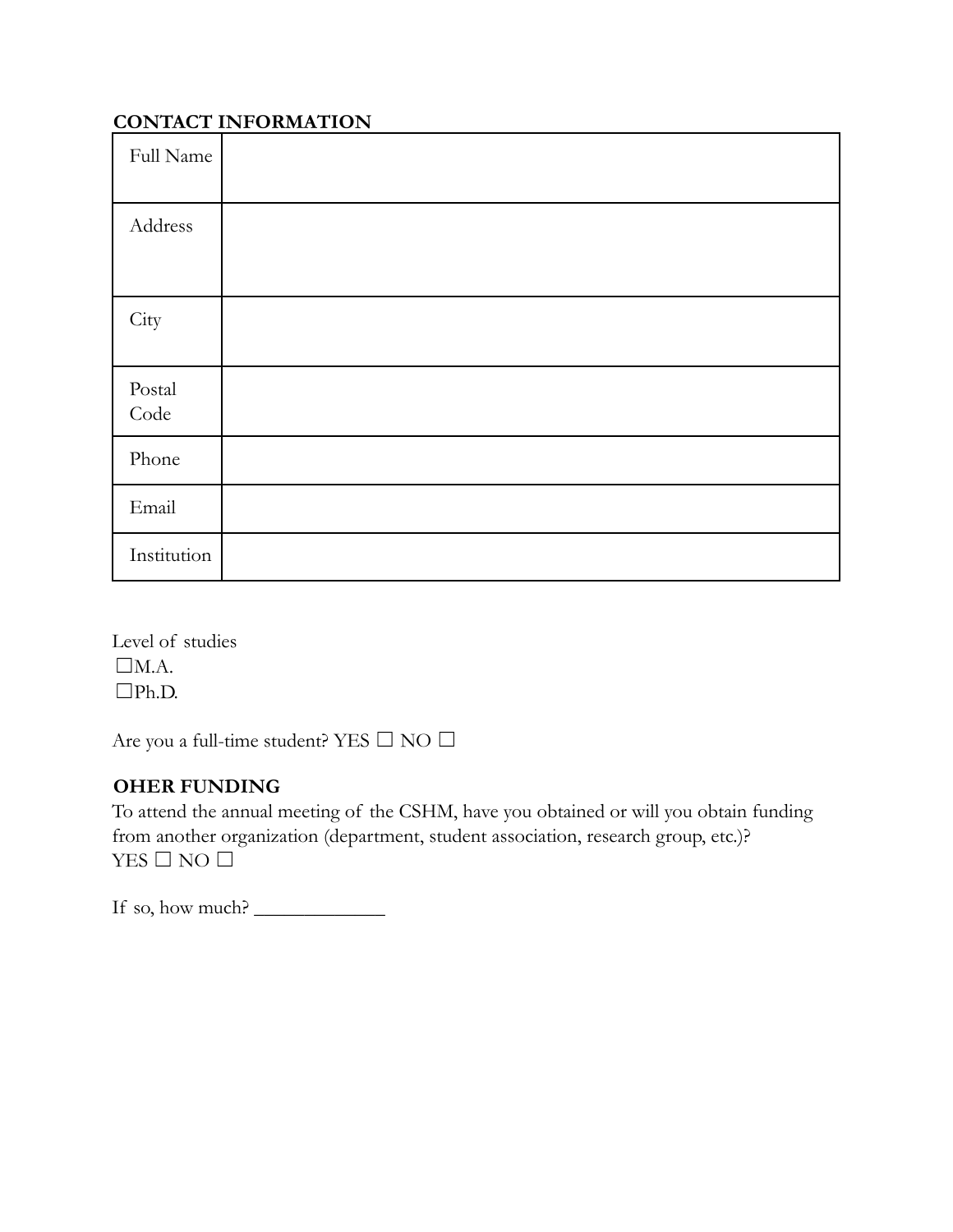**CONTACT INFORMATION**

| Full Name | |
|---|---|
| Address | |
| City | |
| Postal Code | |
| Phone | |
| Email | |
| Institution | |

Level of studies
☐M.A.
☐Ph.D.

Are you a full-time student? YES ☐ NO ☐

**OHER FUNDING**

To attend the annual meeting of the CSHM, have you obtained or will you obtain funding from another organization (department, student association, research group, etc.)?
YES ☐ NO ☐

If so, how much? _____________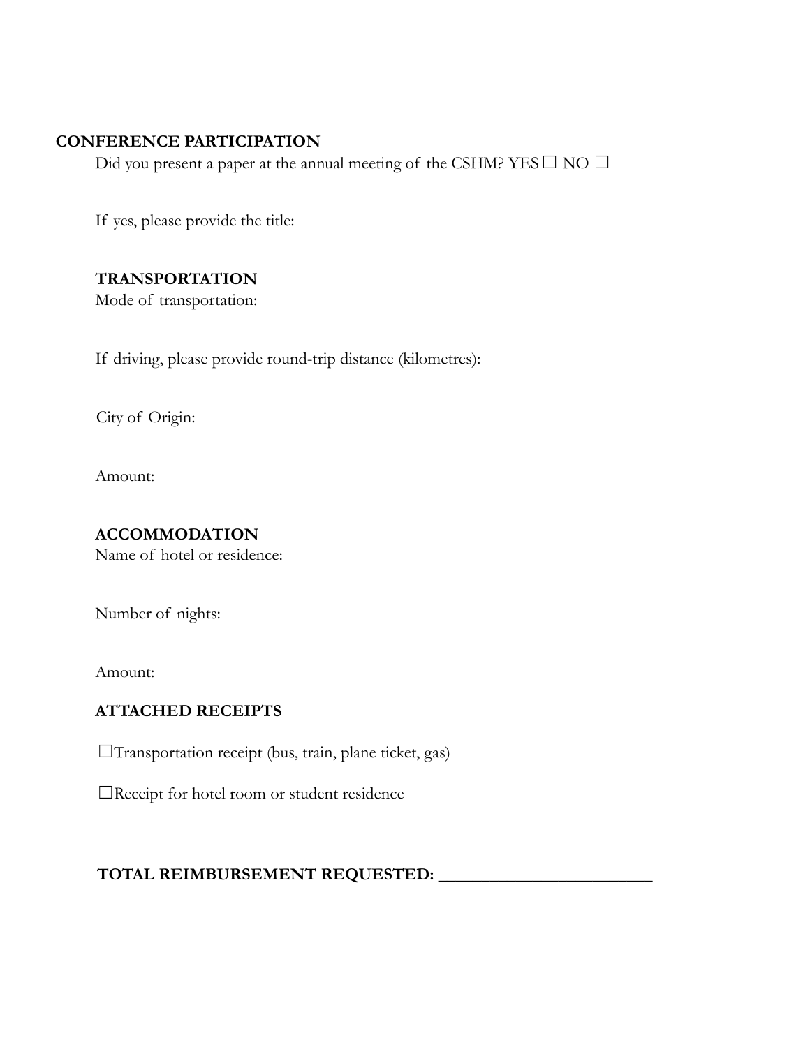**CONFERENCE PARTICIPATION**

Did you present a paper at the annual meeting of the CSHM? YES ☐ NO ☐

If yes, please provide the title:

**TRANSPORTATION**

Mode of transportation:

If driving, please provide round-trip distance (kilometres):

City of Origin:

Amount:

**ACCOMMODATION**

Name of hotel or residence:

Number of nights:

Amount:

**ATTACHED RECEIPTS**

☐Transportation receipt (bus, train, plane ticket, gas)

☐Receipt for hotel room or student residence

**TOTAL REIMBURSEMENT REQUESTED: ________________________**